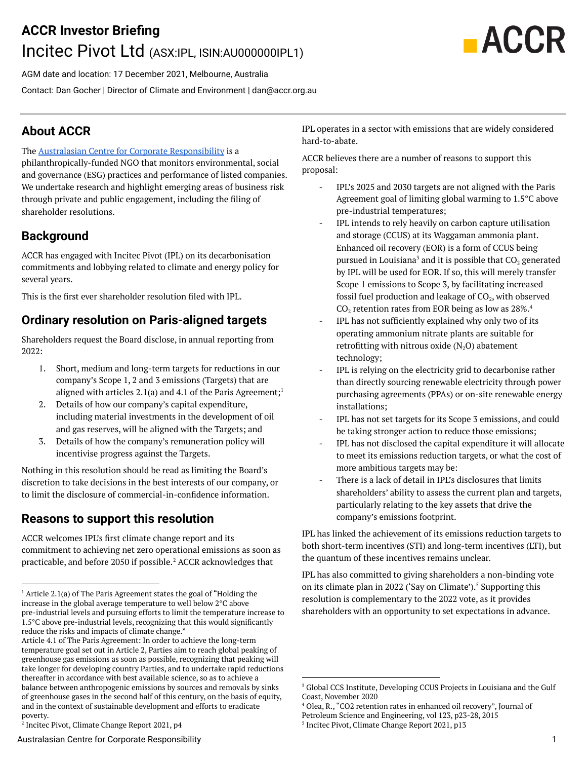# ACCR Investor Briefing

## Incitec Pivot Ltd (ASX:IPL, ISIN:AU000000IPL1)

AGM date and location: 17 December 2021, Melbourne, Australia

Contact: Dan Gocher | Director of Climate and Environment | dan@accr.org.au

## About ACCR

The Australasian Centre for Corporate Responsibility is a philanthropically-funded NGO that monitors environmental, social and governance (ESG) practices and performance of listed companies. We undertake research and highlight emerging areas of business risk through private and public engagement, including the filing of shareholder resolutions.

## Background

ACCR has engaged with Incitec Pivot (IPL) on its decarbonisation commitments and lobbying related to climate and energy policy for several years.

This is the first ever shareholder resolution filed with IPL.

## Ordinary resolution on Paris-aligned targets

Shareholders request the Board disclose, in annual reporting from 2022:

1. Short, medium and long-term targets for reductions in our company's Scope 1, 2 and 3 emissions (Targets) that are aligned with articles 2.1(a) and 4.1 of the Paris Agreement;[1]
2. Details of how our company's capital expenditure, including material investments in the development of oil and gas reserves, will be aligned with the Targets; and
3. Details of how the company's remuneration policy will incentivise progress against the Targets.

Nothing in this resolution should be read as limiting the Board's discretion to take decisions in the best interests of our company, or to limit the disclosure of commercial-in-confidence information.

## Reasons to support this resolution

ACCR welcomes IPL's first climate change report and its commitment to achieving net zero operational emissions as soon as practicable, and before 2050 if possible.[2] ACCR acknowledges that IPL operates in a sector with emissions that are widely considered hard-to-abate.

ACCR believes there are a number of reasons to support this proposal:

- IPL's 2025 and 2030 targets are not aligned with the Paris Agreement goal of limiting global warming to 1.5°C above pre-industrial temperatures;
- IPL intends to rely heavily on carbon capture utilisation and storage (CCUS) at its Waggaman ammonia plant. Enhanced oil recovery (EOR) is a form of CCUS being pursued in Louisiana[3] and it is possible that $CO_2$ generated by IPL will be used for EOR. If so, this will merely transfer Scope 1 emissions to Scope 3, by facilitating increased fossil fuel production and leakage of $CO_2$, with observed $CO_2$ retention rates from EOR being as low as 28%.[4]
- IPL has not sufficiently explained why only two of its operating ammonium nitrate plants are suitable for retrofitting with nitrous oxide ($N_2O$) abatement technology;
- IPL is relying on the electricity grid to decarbonise rather than directly sourcing renewable electricity through power purchasing agreements (PPAs) or on-site renewable energy installations;
- IPL has not set targets for its Scope 3 emissions, and could be taking stronger action to reduce those emissions;
- IPL has not disclosed the capital expenditure it will allocate to meet its emissions reduction targets, or what the cost of more ambitious targets may be:
- There is a lack of detail in IPL's disclosures that limits shareholders' ability to assess the current plan and targets, particularly relating to the key assets that drive the company's emissions footprint.

IPL has linked the achievement of its emissions reduction targets to both short-term incentives (STI) and long-term incentives (LTI), but the quantum of these incentives remains unclear.

IPL has also committed to giving shareholders a non-binding vote on its climate plan in 2022 ('Say on Climate').[5] Supporting this resolution is complementary to the 2022 vote, as it provides shareholders with an opportunity to set expectations in advance.

---

[1] Article 2.1(a) of The Paris Agreement states the goal of "Holding the increase in the global average temperature to well below 2°C above pre-industrial levels and pursuing efforts to limit the temperature increase to 1.5°C above pre-industrial levels, recognizing that this would significantly reduce the risks and impacts of climate change."
Article 4.1 of The Paris Agreement: In order to achieve the long-term temperature goal set out in Article 2, Parties aim to reach global peaking of greenhouse gas emissions as soon as possible, recognizing that peaking will take longer for developing country Parties, and to undertake rapid reductions thereafter in accordance with best available science, so as to achieve a balance between anthropogenic emissions by sources and removals by sinks of greenhouse gases in the second half of this century, on the basis of equity, and in the context of sustainable development and efforts to eradicate poverty.

[2] Incitec Pivot, Climate Change Report 2021, p4

[3] Global CCS Institute, Developing CCUS Projects in Louisiana and the Gulf Coast, November 2020

[4] Olea, R., "CO2 retention rates in enhanced oil recovery", Journal of Petroleum Science and Engineering, vol 123, p23-28, 2015

[5] Incitec Pivot, Climate Change Report 2021, p13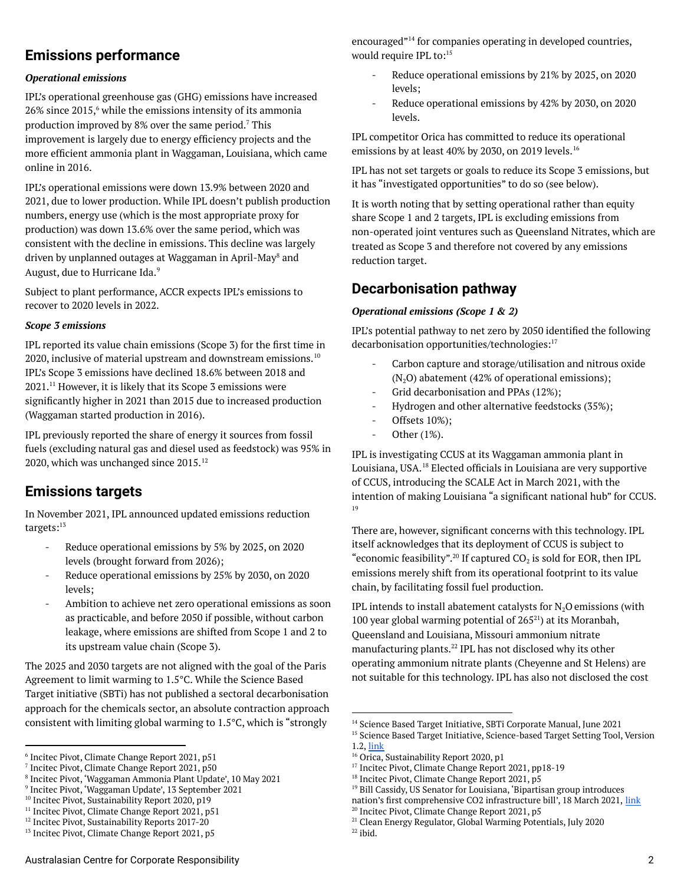## Emissions performance

***Operational emissions***

IPL's operational greenhouse gas (GHG) emissions have increased 26% since 2015,[6] while the emissions intensity of its ammonia production improved by 8% over the same period.[7] This improvement is largely due to energy efficiency projects and the more efficient ammonia plant in Waggaman, Louisiana, which came online in 2016.

IPL's operational emissions were down 13.9% between 2020 and 2021, due to lower production. While IPL doesn't publish production numbers, energy use (which is the most appropriate proxy for production) was down 13.6% over the same period, which was consistent with the decline in emissions. This decline was largely driven by unplanned outages at Waggaman in April-May[8] and August, due to Hurricane Ida.[9]

Subject to plant performance, ACCR expects IPL's emissions to recover to 2020 levels in 2022.

***Scope 3 emissions***

IPL reported its value chain emissions (Scope 3) for the first time in 2020, inclusive of material upstream and downstream emissions.[10] IPL's Scope 3 emissions have declined 18.6% between 2018 and 2021.[11] However, it is likely that its Scope 3 emissions were significantly higher in 2021 than 2015 due to increased production (Waggaman started production in 2016).

IPL previously reported the share of energy it sources from fossil fuels (excluding natural gas and diesel used as feedstock) was 95% in 2020, which was unchanged since 2015.[12]

## Emissions targets

In November 2021, IPL announced updated emissions reduction targets:[13]

- Reduce operational emissions by 5% by 2025, on 2020 levels (brought forward from 2026);
- Reduce operational emissions by 25% by 2030, on 2020 levels;
- Ambition to achieve net zero operational emissions as soon as practicable, and before 2050 if possible, without carbon leakage, where emissions are shifted from Scope 1 and 2 to its upstream value chain (Scope 3).

The 2025 and 2030 targets are not aligned with the goal of the Paris Agreement to limit warming to 1.5°C. While the Science Based Target initiative (SBTi) has not published a sectoral decarbonisation approach for the chemicals sector, an absolute contraction approach consistent with limiting global warming to 1.5°C, which is "strongly encouraged"[14] for companies operating in developed countries, would require IPL to:[15]

- Reduce operational emissions by 21% by 2025, on 2020 levels;
- Reduce operational emissions by 42% by 2030, on 2020 levels.

IPL competitor Orica has committed to reduce its operational emissions by at least 40% by 2030, on 2019 levels.[16]

IPL has not set targets or goals to reduce its Scope 3 emissions, but it has "investigated opportunities" to do so (see below).

It is worth noting that by setting operational rather than equity share Scope 1 and 2 targets, IPL is excluding emissions from non-operated joint ventures such as Queensland Nitrates, which are treated as Scope 3 and therefore not covered by any emissions reduction target.

## Decarbonisation pathway

***Operational emissions (Scope 1 & 2)***

IPL's potential pathway to net zero by 2050 identified the following decarbonisation opportunities/technologies:[17]

- Carbon capture and storage/utilisation and nitrous oxide ($N_2O$) abatement (42% of operational emissions);
- Grid decarbonisation and PPAs (12%);
- Hydrogen and other alternative feedstocks (35%);
- Offsets 10%);
- Other (1%).

IPL is investigating CCUS at its Waggaman ammonia plant in Louisiana, USA.[18] Elected officials in Louisiana are very supportive of CCUS, introducing the SCALE Act in March 2021, with the intention of making Louisiana "a significant national hub" for CCUS.[19]

There are, however, significant concerns with this technology. IPL itself acknowledges that its deployment of CCUS is subject to "economic feasibility".[20] If captured $CO_2$ is sold for EOR, then IPL emissions merely shift from its operational footprint to its value chain, by facilitating fossil fuel production.

IPL intends to install abatement catalysts for $N_2O$ emissions (with 100 year global warming potential of 265[21]) at its Moranbah, Queensland and Louisiana, Missouri ammonium nitrate manufacturing plants.[22] IPL has not disclosed why its other operating ammonium nitrate plants (Cheyenne and St Helens) are not suitable for this technology. IPL has also not disclosed the cost

---

[6] Incitec Pivot, Climate Change Report 2021, p51
[7] Incitec Pivot, Climate Change Report 2021, p50
[8] Incitec Pivot, 'Waggaman Ammonia Plant Update', 10 May 2021
[9] Incitec Pivot, 'Waggaman Update', 13 September 2021
[10] Incitec Pivot, Sustainability Report 2020, p19
[11] Incitec Pivot, Climate Change Report 2021, p51
[12] Incitec Pivot, Sustainability Reports 2017-20
[13] Incitec Pivot, Climate Change Report 2021, p5
[14] Science Based Target Initiative, SBTi Corporate Manual, June 2021
[15] Science Based Target Initiative, Science-based Target Setting Tool, Version 1.2, link
[16] Orica, Sustainability Report 2020, p1
[17] Incitec Pivot, Climate Change Report 2021, pp18-19
[18] Incitec Pivot, Climate Change Report 2021, p5
[19] Bill Cassidy, US Senator for Louisiana, 'Bipartisan group introduces nation's first comprehensive CO2 infrastructure bill', 18 March 2021, link
[20] Incitec Pivot, Climate Change Report 2021, p5
[21] Clean Energy Regulator, Global Warming Potentials, July 2020
[22] ibid.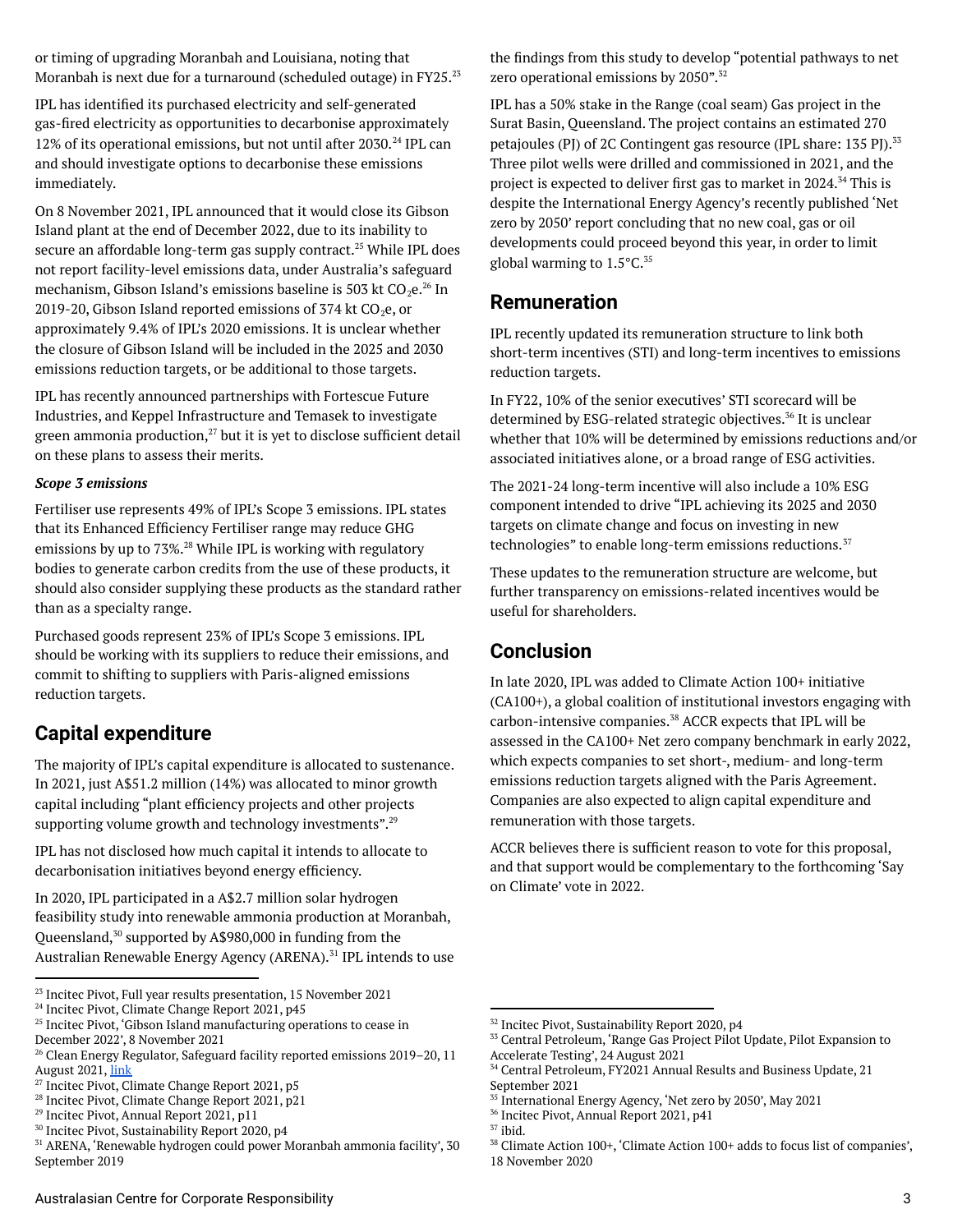or timing of upgrading Moranbah and Louisiana, noting that Moranbah is next due for a turnaround (scheduled outage) in FY25.[23]

IPL has identified its purchased electricity and self-generated gas-fired electricity as opportunities to decarbonise approximately 12% of its operational emissions, but not until after 2030.[24] IPL can and should investigate options to decarbonise these emissions immediately.

On 8 November 2021, IPL announced that it would close its Gibson Island plant at the end of December 2022, due to its inability to secure an affordable long-term gas supply contract.[25] While IPL does not report facility-level emissions data, under Australia's safeguard mechanism, Gibson Island's emissions baseline is 503 kt $CO_2e$.[26] In 2019-20, Gibson Island reported emissions of 374 kt $CO_2e$, or approximately 9.4% of IPL's 2020 emissions. It is unclear whether the closure of Gibson Island will be included in the 2025 and 2030 emissions reduction targets, or be additional to those targets.

IPL has recently announced partnerships with Fortescue Future Industries, and Keppel Infrastructure and Temasek to investigate green ammonia production,[27] but it is yet to disclose sufficient detail on these plans to assess their merits.

***Scope 3 emissions***

Fertiliser use represents 49% of IPL's Scope 3 emissions. IPL states that its Enhanced Efficiency Fertiliser range may reduce GHG emissions by up to 73%.[28] While IPL is working with regulatory bodies to generate carbon credits from the use of these products, it should also consider supplying these products as the standard rather than as a specialty range.

Purchased goods represent 23% of IPL's Scope 3 emissions. IPL should be working with its suppliers to reduce their emissions, and commit to shifting to suppliers with Paris-aligned emissions reduction targets.

## Capital expenditure

The majority of IPL's capital expenditure is allocated to sustenance. In 2021, just A$51.2 million (14%) was allocated to minor growth capital including "plant efficiency projects and other projects supporting volume growth and technology investments".[29]

IPL has not disclosed how much capital it intends to allocate to decarbonisation initiatives beyond energy efficiency.

In 2020, IPL participated in a A$2.7 million solar hydrogen feasibility study into renewable ammonia production at Moranbah, Queensland,[30] supported by A$980,000 in funding from the Australian Renewable Energy Agency (ARENA).[31] IPL intends to use the findings from this study to develop "potential pathways to net zero operational emissions by 2050".[32]

IPL has a 50% stake in the Range (coal seam) Gas project in the Surat Basin, Queensland. The project contains an estimated 270 petajoules (PJ) of 2C Contingent gas resource (IPL share: 135 PJ).[33] Three pilot wells were drilled and commissioned in 2021, and the project is expected to deliver first gas to market in 2024.[34] This is despite the International Energy Agency's recently published 'Net zero by 2050' report concluding that no new coal, gas or oil developments could proceed beyond this year, in order to limit global warming to 1.5°C.[35]

## Remuneration

IPL recently updated its remuneration structure to link both short-term incentives (STI) and long-term incentives to emissions reduction targets.

In FY22, 10% of the senior executives' STI scorecard will be determined by ESG-related strategic objectives.[36] It is unclear whether that 10% will be determined by emissions reductions and/or associated initiatives alone, or a broad range of ESG activities.

The 2021-24 long-term incentive will also include a 10% ESG component intended to drive "IPL achieving its 2025 and 2030 targets on climate change and focus on investing in new technologies" to enable long-term emissions reductions.[37]

These updates to the remuneration structure are welcome, but further transparency on emissions-related incentives would be useful for shareholders.

## Conclusion

In late 2020, IPL was added to Climate Action 100+ initiative (CA100+), a global coalition of institutional investors engaging with carbon-intensive companies.[38] ACCR expects that IPL will be assessed in the CA100+ Net zero company benchmark in early 2022, which expects companies to set short-, medium- and long-term emissions reduction targets aligned with the Paris Agreement. Companies are also expected to align capital expenditure and remuneration with those targets.

ACCR believes there is sufficient reason to vote for this proposal, and that support would be complementary to the forthcoming 'Say on Climate' vote in 2022.

---

[23] Incitec Pivot, Full year results presentation, 15 November 2021
[24] Incitec Pivot, Climate Change Report 2021, p45
[25] Incitec Pivot, 'Gibson Island manufacturing operations to cease in December 2022', 8 November 2021
[26] Clean Energy Regulator, Safeguard facility reported emissions 2019–20, 11 August 2021, [link]
[27] Incitec Pivot, Climate Change Report 2021, p5
[28] Incitec Pivot, Climate Change Report 2021, p21
[29] Incitec Pivot, Annual Report 2021, p11
[30] Incitec Pivot, Sustainability Report 2020, p4
[31] ARENA, 'Renewable hydrogen could power Moranbah ammonia facility', 30 September 2019
[32] Incitec Pivot, Sustainability Report 2020, p4
[33] Central Petroleum, 'Range Gas Project Pilot Update, Pilot Expansion to Accelerate Testing', 24 August 2021
[34] Central Petroleum, FY2021 Annual Results and Business Update, 21 September 2021
[35] International Energy Agency, 'Net zero by 2050', May 2021
[36] Incitec Pivot, Annual Report 2021, p41
[37] ibid.
[38] Climate Action 100+, 'Climate Action 100+ adds to focus list of companies', 18 November 2020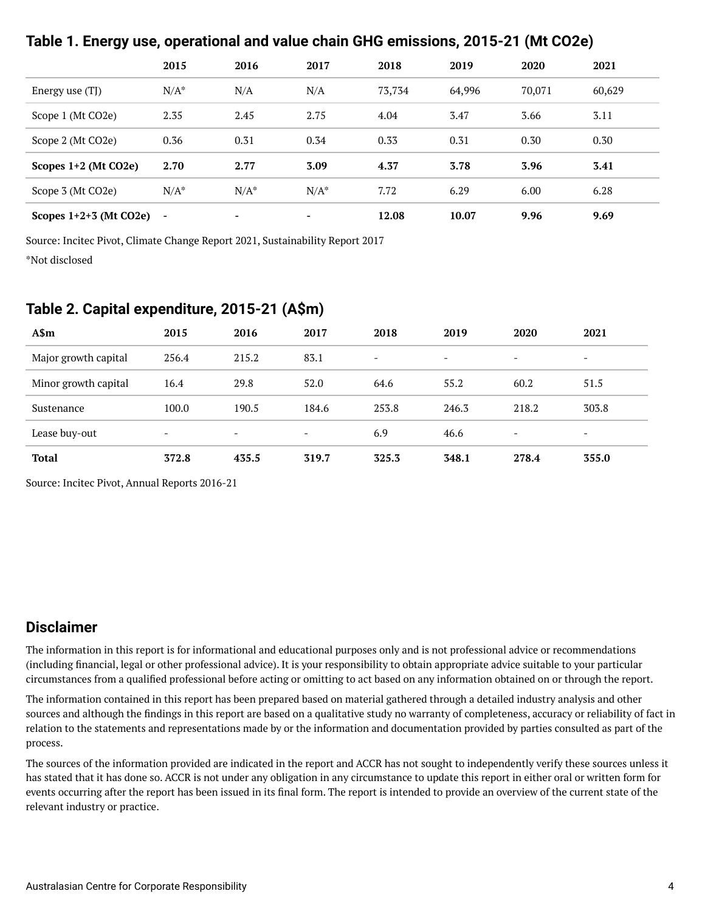## Table 1. Energy use, operational and value chain GHG emissions, 2015-21 (Mt CO2e)

| | 2015 | 2016 | 2017 | 2018 | 2019 | 2020 | 2021 |
|---|---|---|---|---|---|---|---|
| Energy use (TJ) | N/A* | N/A | N/A | 73,734 | 64,996 | 70,071 | 60,629 |
| Scope 1 (Mt CO2e) | 2.35 | 2.45 | 2.75 | 4.04 | 3.47 | 3.66 | 3.11 |
| Scope 2 (Mt CO2e) | 0.36 | 0.31 | 0.34 | 0.33 | 0.31 | 0.30 | 0.30 |
| **Scopes 1+2 (Mt CO2e)** | **2.70** | **2.77** | **3.09** | **4.37** | **3.78** | **3.96** | **3.41** |
| Scope 3 (Mt CO2e) | N/A* | N/A* | N/A* | 7.72 | 6.29 | 6.00 | 6.28 |
| **Scopes 1+2+3 (Mt CO2e)** | - | - | - | **12.08** | **10.07** | **9.96** | **9.69** |

Source: Incitec Pivot, Climate Change Report 2021, Sustainability Report 2017

*Not disclosed

## Table 2. Capital expenditure, 2015-21 (A$m)

| A$m | 2015 | 2016 | 2017 | 2018 | 2019 | 2020 | 2021 |
|---|---|---|---|---|---|---|---|
| Major growth capital | 256.4 | 215.2 | 83.1 | - | - | - | - |
| Minor growth capital | 16.4 | 29.8 | 52.0 | 64.6 | 55.2 | 60.2 | 51.5 |
| Sustenance | 100.0 | 190.5 | 184.6 | 253.8 | 246.3 | 218.2 | 303.8 |
| Lease buy-out | - | - | - | 6.9 | 46.6 | - | - |
| **Total** | **372.8** | **435.5** | **319.7** | **325.3** | **348.1** | **278.4** | **355.0** |

Source: Incitec Pivot, Annual Reports 2016-21

## Disclaimer

The information in this report is for informational and educational purposes only and is not professional advice or recommendations (including financial, legal or other professional advice). It is your responsibility to obtain appropriate advice suitable to your particular circumstances from a qualified professional before acting or omitting to act based on any information obtained on or through the report.

The information contained in this report has been prepared based on material gathered through a detailed industry analysis and other sources and although the findings in this report are based on a qualitative study no warranty of completeness, accuracy or reliability of fact in relation to the statements and representations made by or the information and documentation provided by parties consulted as part of the process.

The sources of the information provided are indicated in the report and ACCR has not sought to independently verify these sources unless it has stated that it has done so. ACCR is not under any obligation in any circumstance to update this report in either oral or written form for events occurring after the report has been issued in its final form. The report is intended to provide an overview of the current state of the relevant industry or practice.